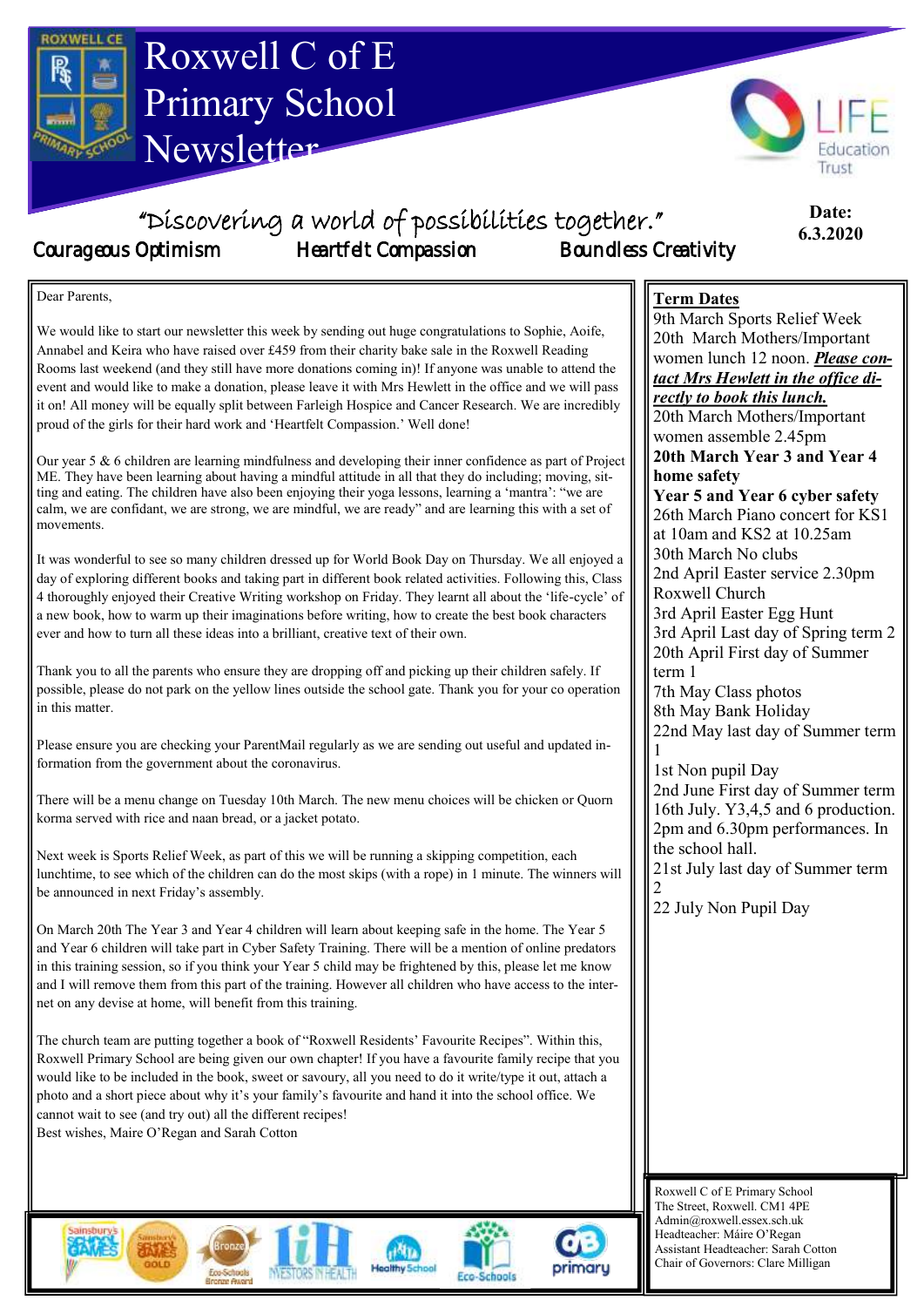# Roxwell C of E Primary School Newsletter

*"Discovering a world of possibilities together."*

Courageous Optimism    Heartfelt Compassion    Boundless Creativity

**Date: 6.3.2020**

Dear Parents,

We would like to start our newsletter this week by sending out huge congratulations to Sophie, Aoife, Annabel and Keira who have raised over £459 from their charity bake sale in the Roxwell Reading Rooms last weekend (and they still have more donations coming in)! If anyone was unable to attend the event and would like to make a donation, please leave it with Mrs Hewlett in the office and we will pass it on! All money will be equally split between Farleigh Hospice and Cancer Research. We are incredibly proud of the girls for their hard work and 'Heartfelt Compassion.' Well done!

Our year 5 & 6 children are learning mindfulness and developing their inner confidence as part of Project ME. They have been learning about having a mindful attitude in all that they do including; moving, sitting and eating. The children have also been enjoying their yoga lessons, learning a 'mantra': "we are calm, we are confidant, we are strong, we are mindful, we are ready" and are learning this with a set of movements.

It was wonderful to see so many children dressed up for World Book Day on Thursday. We all enjoyed a day of exploring different books and taking part in different book related activities. Following this, Class 4 thoroughly enjoyed their Creative Writing workshop on Friday. They learnt all about the 'life-cycle' of a new book, how to warm up their imaginations before writing, how to create the best book characters ever and how to turn all these ideas into a brilliant, creative text of their own.

Thank you to all the parents who ensure they are dropping off and picking up their children safely. If possible, please do not park on the yellow lines outside the school gate. Thank you for your co operation in this matter.

Please ensure you are checking your ParentMail regularly as we are sending out useful and updated information from the government about the coronavirus.

There will be a menu change on Tuesday 10th March. The new menu choices will be chicken or Quorn korma served with rice and naan bread, or a jacket potato.

Next week is Sports Relief Week, as part of this we will be running a skipping competition, each lunchtime, to see which of the children can do the most skips (with a rope) in 1 minute. The winners will be announced in next Friday's assembly.

On March 20th The Year 3 and Year 4 children will learn about keeping safe in the home. The Year 5 and Year 6 children will take part in Cyber Safety Training. There will be a mention of online predators in this training session, so if you think your Year 5 child may be frightened by this, please let me know and I will remove them from this part of the training. However all children who have access to the internet on any devise at home, will benefit from this training.

The church team are putting together a book of "Roxwell Residents' Favourite Recipes". Within this, Roxwell Primary School are being given our own chapter! If you have a favourite family recipe that you would like to be included in the book, sweet or savoury, all you need to do it write/type it out, attach a photo and a short piece about why it's your family's favourite and hand it into the school office. We cannot wait to see (and try out) all the different recipes!

Best wishes, Maire O'Regan and Sarah Cotton

## Term Dates

9th March Sports Relief Week

20th March Mothers/Important women lunch 12 noon. ***Please contact Mrs Hewlett in the office directly to book this lunch.***

20th March Mothers/Important women assemble 2.45pm

**20th March Year 3 and Year 4 home safety**

**Year 5 and Year 6 cyber safety**

26th March Piano concert for KS1 at 10am and KS2 at 10.25am

30th March No clubs

2nd April Easter service 2.30pm Roxwell Church

3rd April Easter Egg Hunt

3rd April Last day of Spring term 2

20th April First day of Summer term 1

7th May Class photos

8th May Bank Holiday

22nd May last day of Summer term 1

1st Non pupil Day

2nd June First day of Summer term

16th July. Y3,4,5 and 6 production. 2pm and 6.30pm performances. In the school hall.

21st July last day of Summer term 2

22 July Non Pupil Day

Roxwell C of E Primary School
The Street, Roxwell. CM1 4PE
Admin@roxwell.essex.sch.uk
Headteacher: Máire O'Regan
Assistant Headteacher: Sarah Cotton
Chair of Governors: Clare Milligan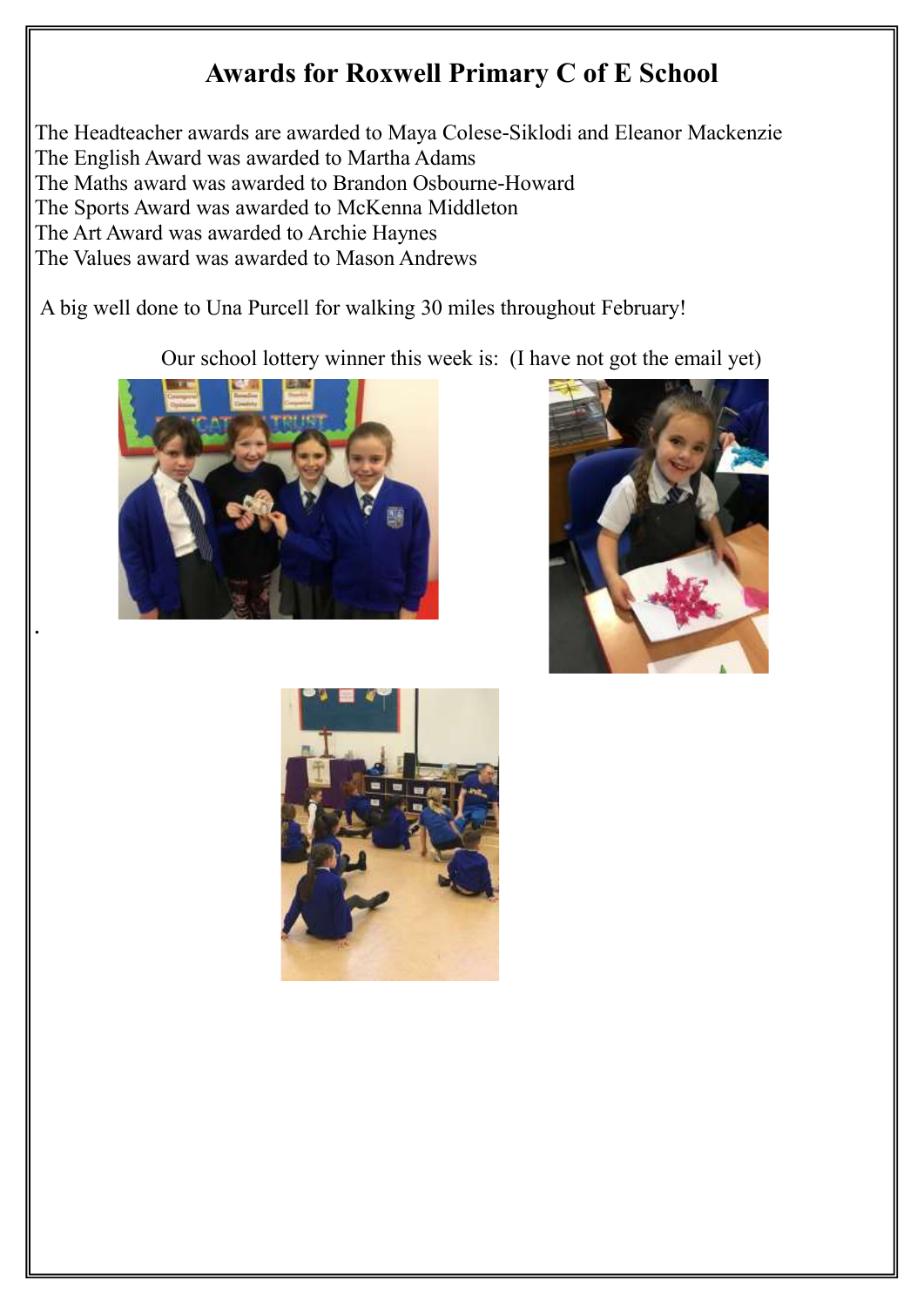# Awards for Roxwell Primary C of E School

The Headteacher awards are awarded to Maya Colese-Siklodi and Eleanor Mackenzie
The English Award was awarded to Martha Adams
The Maths award was awarded to Brandon Osbourne-Howard
The Sports Award was awarded to McKenna Middleton
The Art Award was awarded to Archie Haynes
The Values award was awarded to Mason Andrews

A big well done to Una Purcell for walking 30 miles throughout February!

Our school lottery winner this week is: (I have not got the email yet)